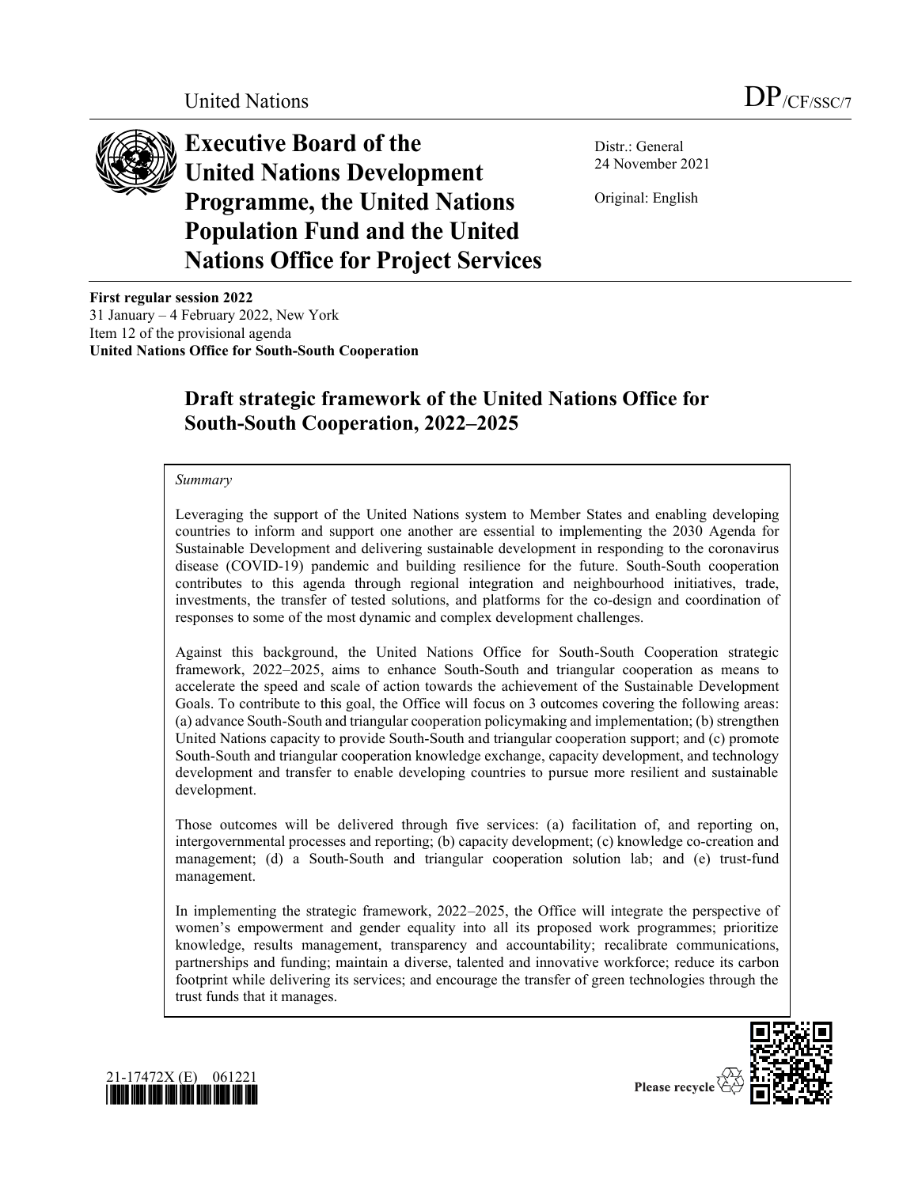United Nations DP/CF/SSC/7

# Executive Board of the United Nations Development Programme, the United Nations Population Fund and the United Nations Office for Project Services

Distr.: General
24 November 2021

Original: English

**First regular session 2022**
31 January – 4 February 2022, New York
Item 12 of the provisional agenda
**United Nations Office for South-South Cooperation**

## Draft strategic framework of the United Nations Office for South-South Cooperation, 2022–2025

*Summary*

Leveraging the support of the United Nations system to Member States and enabling developing countries to inform and support one another are essential to implementing the 2030 Agenda for Sustainable Development and delivering sustainable development in responding to the coronavirus disease (COVID-19) pandemic and building resilience for the future. South-South cooperation contributes to this agenda through regional integration and neighbourhood initiatives, trade, investments, the transfer of tested solutions, and platforms for the co-design and coordination of responses to some of the most dynamic and complex development challenges.

Against this background, the United Nations Office for South-South Cooperation strategic framework, 2022–2025, aims to enhance South-South and triangular cooperation as means to accelerate the speed and scale of action towards the achievement of the Sustainable Development Goals. To contribute to this goal, the Office will focus on 3 outcomes covering the following areas: (a) advance South-South and triangular cooperation policymaking and implementation; (b) strengthen United Nations capacity to provide South-South and triangular cooperation support; and (c) promote South-South and triangular cooperation knowledge exchange, capacity development, and technology development and transfer to enable developing countries to pursue more resilient and sustainable development.

Those outcomes will be delivered through five services: (a) facilitation of, and reporting on, intergovernmental processes and reporting; (b) capacity development; (c) knowledge co-creation and management; (d) a South-South and triangular cooperation solution lab; and (e) trust-fund management.

In implementing the strategic framework, 2022–2025, the Office will integrate the perspective of women's empowerment and gender equality into all its proposed work programmes; prioritize knowledge, results management, transparency and accountability; recalibrate communications, partnerships and funding; maintain a diverse, talented and innovative workforce; reduce its carbon footprint while delivering its services; and encourage the transfer of green technologies through the trust funds that it manages.

21-17472X (E) 061221

Please recycle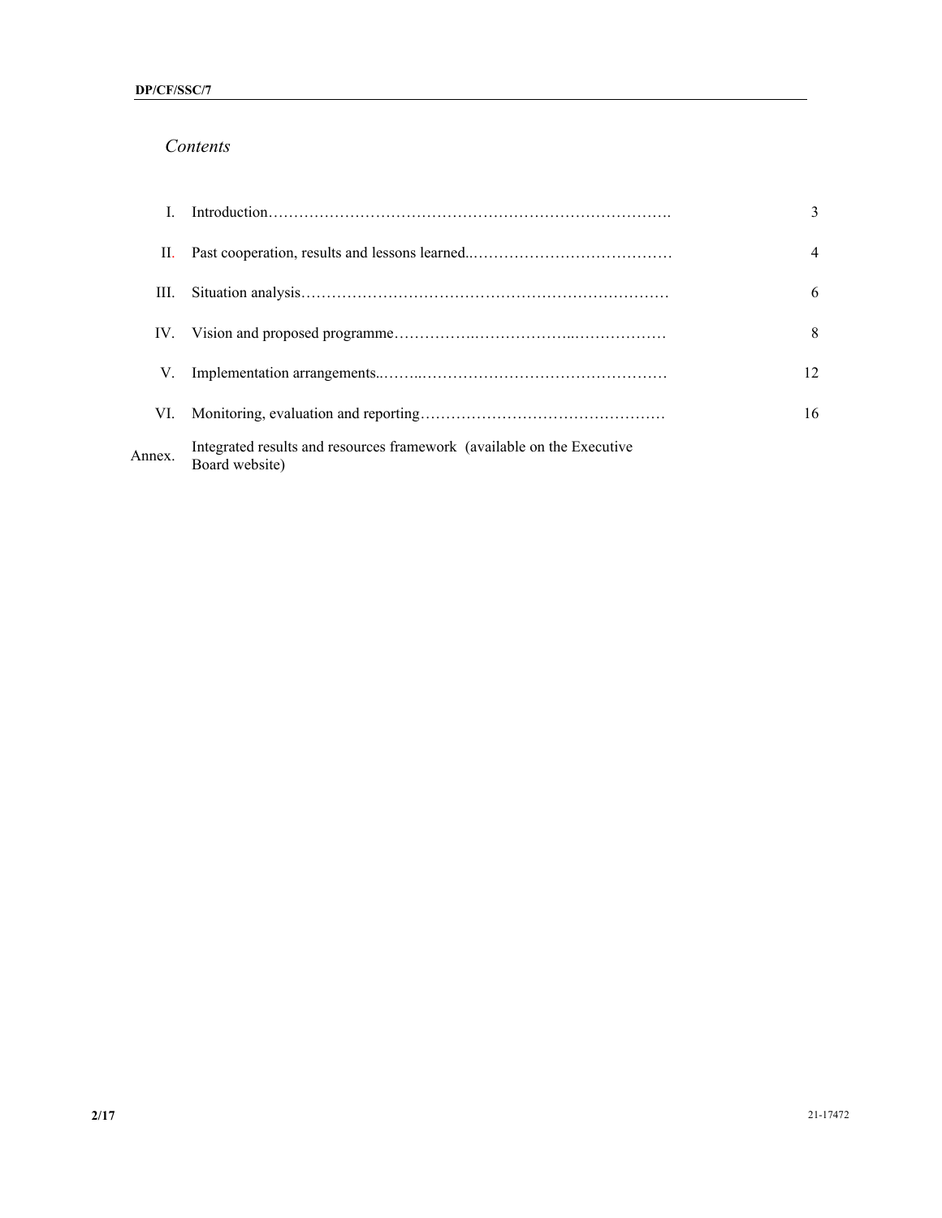*Contents*

| | | |
|---|---|---|
| I. | Introduction | 3 |
| II. | Past cooperation, results and lessons learned | 4 |
| III. | Situation analysis | 6 |
| IV. | Vision and proposed programme | 8 |
| V. | Implementation arrangements | 12 |
| VI. | Monitoring, evaluation and reporting | 16 |
| Annex. | Integrated results and resources framework (available on the Executive Board website) | |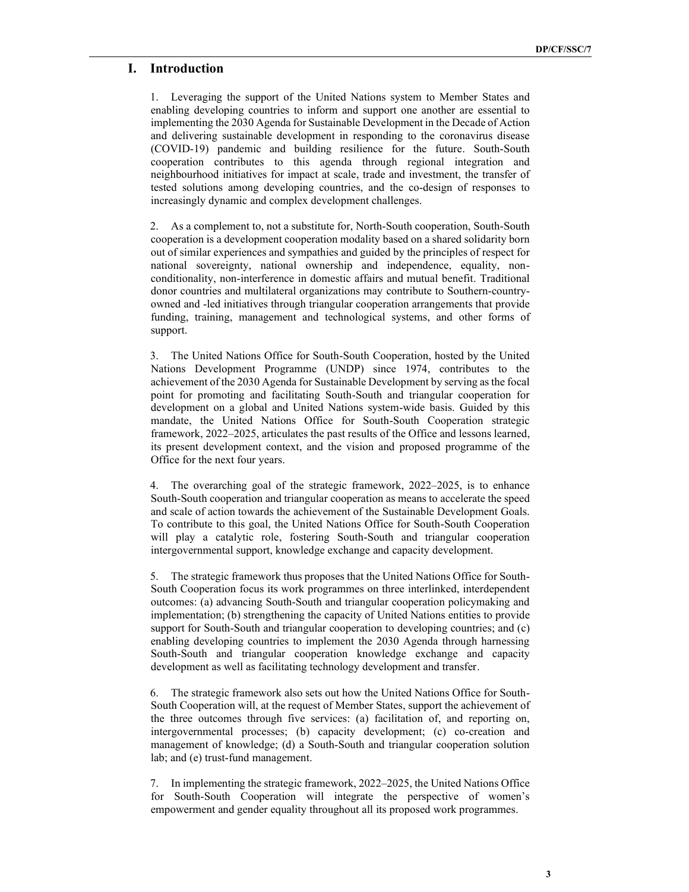# I. Introduction

1. Leveraging the support of the United Nations system to Member States and enabling developing countries to inform and support one another are essential to implementing the 2030 Agenda for Sustainable Development in the Decade of Action and delivering sustainable development in responding to the coronavirus disease (COVID-19) pandemic and building resilience for the future. South-South cooperation contributes to this agenda through regional integration and neighbourhood initiatives for impact at scale, trade and investment, the transfer of tested solutions among developing countries, and the co-design of responses to increasingly dynamic and complex development challenges.

2. As a complement to, not a substitute for, North-South cooperation, South-South cooperation is a development cooperation modality based on a shared solidarity born out of similar experiences and sympathies and guided by the principles of respect for national sovereignty, national ownership and independence, equality, non-conditionality, non-interference in domestic affairs and mutual benefit. Traditional donor countries and multilateral organizations may contribute to Southern-country-owned and -led initiatives through triangular cooperation arrangements that provide funding, training, management and technological systems, and other forms of support.

3. The United Nations Office for South-South Cooperation, hosted by the United Nations Development Programme (UNDP) since 1974, contributes to the achievement of the 2030 Agenda for Sustainable Development by serving as the focal point for promoting and facilitating South-South and triangular cooperation for development on a global and United Nations system-wide basis. Guided by this mandate, the United Nations Office for South-South Cooperation strategic framework, 2022–2025, articulates the past results of the Office and lessons learned, its present development context, and the vision and proposed programme of the Office for the next four years.

4. The overarching goal of the strategic framework, 2022–2025, is to enhance South-South cooperation and triangular cooperation as means to accelerate the speed and scale of action towards the achievement of the Sustainable Development Goals. To contribute to this goal, the United Nations Office for South-South Cooperation will play a catalytic role, fostering South-South and triangular cooperation intergovernmental support, knowledge exchange and capacity development.

5. The strategic framework thus proposes that the United Nations Office for South-South Cooperation focus its work programmes on three interlinked, interdependent outcomes: (a) advancing South-South and triangular cooperation policymaking and implementation; (b) strengthening the capacity of United Nations entities to provide support for South-South and triangular cooperation to developing countries; and (c) enabling developing countries to implement the 2030 Agenda through harnessing South-South and triangular cooperation knowledge exchange and capacity development as well as facilitating technology development and transfer.

6. The strategic framework also sets out how the United Nations Office for South-South Cooperation will, at the request of Member States, support the achievement of the three outcomes through five services: (a) facilitation of, and reporting on, intergovernmental processes; (b) capacity development; (c) co-creation and management of knowledge; (d) a South-South and triangular cooperation solution lab; and (e) trust-fund management.

7. In implementing the strategic framework, 2022–2025, the United Nations Office for South-South Cooperation will integrate the perspective of women's empowerment and gender equality throughout all its proposed work programmes.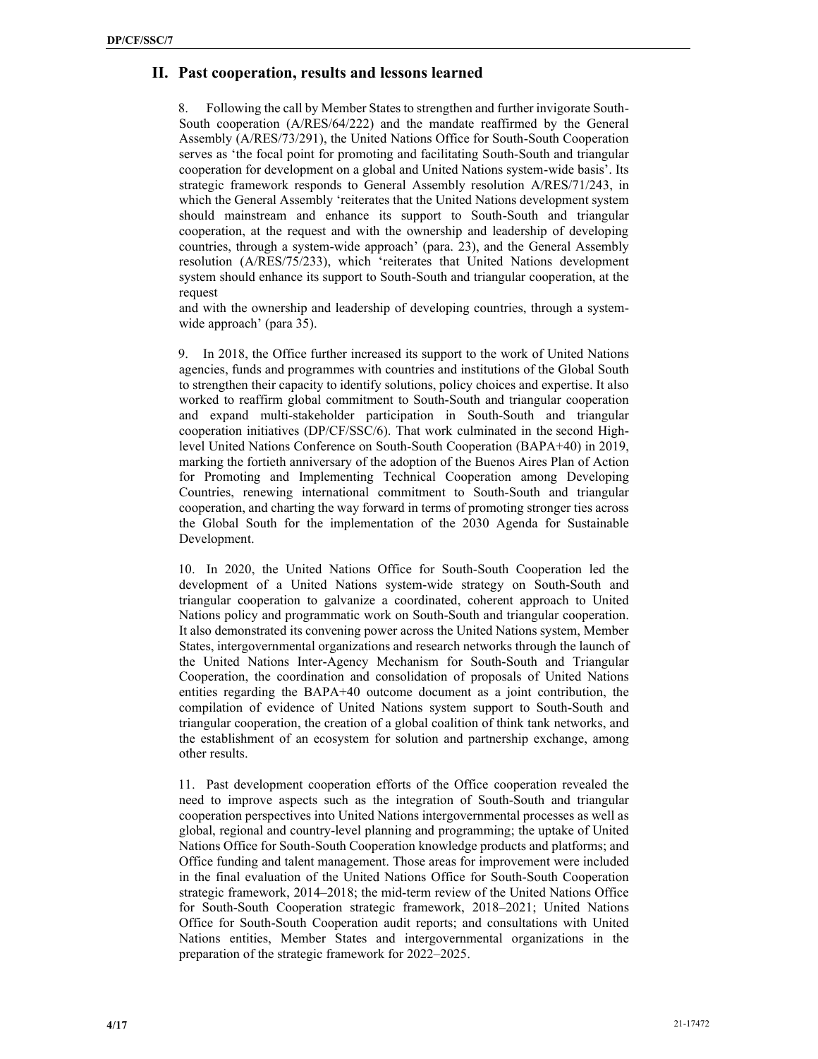## II. Past cooperation, results and lessons learned

8. Following the call by Member States to strengthen and further invigorate South-South cooperation (A/RES/64/222) and the mandate reaffirmed by the General Assembly (A/RES/73/291), the United Nations Office for South-South Cooperation serves as 'the focal point for promoting and facilitating South-South and triangular cooperation for development on a global and United Nations system-wide basis'. Its strategic framework responds to General Assembly resolution A/RES/71/243, in which the General Assembly 'reiterates that the United Nations development system should mainstream and enhance its support to South-South and triangular cooperation, at the request and with the ownership and leadership of developing countries, through a system-wide approach' (para. 23), and the General Assembly resolution (A/RES/75/233), which 'reiterates that United Nations development system should enhance its support to South-South and triangular cooperation, at the request and with the ownership and leadership of developing countries, through a system-wide approach' (para 35).

9. In 2018, the Office further increased its support to the work of United Nations agencies, funds and programmes with countries and institutions of the Global South to strengthen their capacity to identify solutions, policy choices and expertise. It also worked to reaffirm global commitment to South-South and triangular cooperation and expand multi-stakeholder participation in South-South and triangular cooperation initiatives (DP/CF/SSC/6). That work culminated in the second High-level United Nations Conference on South-South Cooperation (BAPA+40) in 2019, marking the fortieth anniversary of the adoption of the Buenos Aires Plan of Action for Promoting and Implementing Technical Cooperation among Developing Countries, renewing international commitment to South-South and triangular cooperation, and charting the way forward in terms of promoting stronger ties across the Global South for the implementation of the 2030 Agenda for Sustainable Development.

10. In 2020, the United Nations Office for South-South Cooperation led the development of a United Nations system-wide strategy on South-South and triangular cooperation to galvanize a coordinated, coherent approach to United Nations policy and programmatic work on South-South and triangular cooperation. It also demonstrated its convening power across the United Nations system, Member States, intergovernmental organizations and research networks through the launch of the United Nations Inter-Agency Mechanism for South-South and Triangular Cooperation, the coordination and consolidation of proposals of United Nations entities regarding the BAPA+40 outcome document as a joint contribution, the compilation of evidence of United Nations system support to South-South and triangular cooperation, the creation of a global coalition of think tank networks, and the establishment of an ecosystem for solution and partnership exchange, among other results.

11. Past development cooperation efforts of the Office cooperation revealed the need to improve aspects such as the integration of South-South and triangular cooperation perspectives into United Nations intergovernmental processes as well as global, regional and country-level planning and programming; the uptake of United Nations Office for South-South Cooperation knowledge products and platforms; and Office funding and talent management. Those areas for improvement were included in the final evaluation of the United Nations Office for South-South Cooperation strategic framework, 2014–2018; the mid-term review of the United Nations Office for South-South Cooperation strategic framework, 2018–2021; United Nations Office for South-South Cooperation audit reports; and consultations with United Nations entities, Member States and intergovernmental organizations in the preparation of the strategic framework for 2022–2025.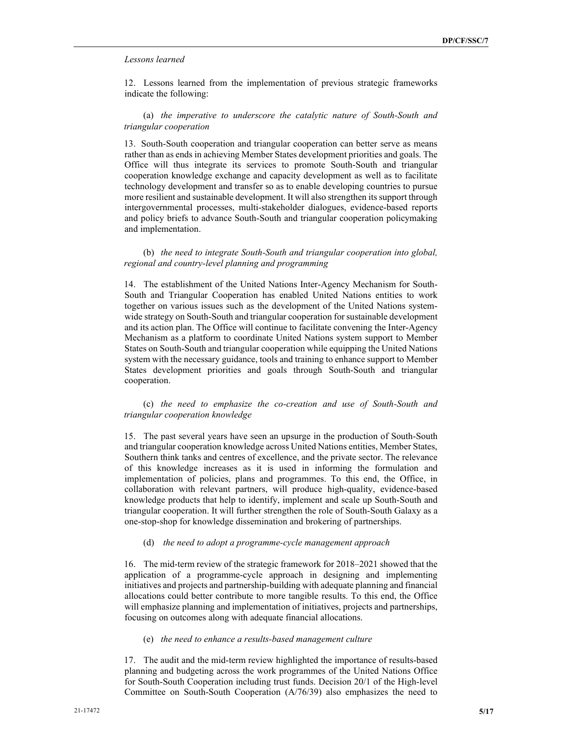*Lessons learned*

12. Lessons learned from the implementation of previous strategic frameworks indicate the following:

(a) *the imperative to underscore the catalytic nature of South-South and triangular cooperation*

13. South-South cooperation and triangular cooperation can better serve as means rather than as ends in achieving Member States development priorities and goals. The Office will thus integrate its services to promote South-South and triangular cooperation knowledge exchange and capacity development as well as to facilitate technology development and transfer so as to enable developing countries to pursue more resilient and sustainable development. It will also strengthen its support through intergovernmental processes, multi-stakeholder dialogues, evidence-based reports and policy briefs to advance South-South and triangular cooperation policymaking and implementation.

(b) *the need to integrate South-South and triangular cooperation into global, regional and country-level planning and programming*

14. The establishment of the United Nations Inter-Agency Mechanism for South-South and Triangular Cooperation has enabled United Nations entities to work together on various issues such as the development of the United Nations system-wide strategy on South-South and triangular cooperation for sustainable development and its action plan. The Office will continue to facilitate convening the Inter-Agency Mechanism as a platform to coordinate United Nations system support to Member States on South-South and triangular cooperation while equipping the United Nations system with the necessary guidance, tools and training to enhance support to Member States development priorities and goals through South-South and triangular cooperation.

(c) *the need to emphasize the co-creation and use of South-South and triangular cooperation knowledge*

15. The past several years have seen an upsurge in the production of South-South and triangular cooperation knowledge across United Nations entities, Member States, Southern think tanks and centres of excellence, and the private sector. The relevance of this knowledge increases as it is used in informing the formulation and implementation of policies, plans and programmes. To this end, the Office, in collaboration with relevant partners, will produce high-quality, evidence-based knowledge products that help to identify, implement and scale up South-South and triangular cooperation. It will further strengthen the role of South-South Galaxy as a one-stop-shop for knowledge dissemination and brokering of partnerships.

(d) *the need to adopt a programme-cycle management approach*

16. The mid-term review of the strategic framework for 2018–2021 showed that the application of a programme-cycle approach in designing and implementing initiatives and projects and partnership-building with adequate planning and financial allocations could better contribute to more tangible results. To this end, the Office will emphasize planning and implementation of initiatives, projects and partnerships, focusing on outcomes along with adequate financial allocations.

(e) *the need to enhance a results-based management culture*

17. The audit and the mid-term review highlighted the importance of results-based planning and budgeting across the work programmes of the United Nations Office for South-South Cooperation including trust funds. Decision 20/1 of the High-level Committee on South-South Cooperation (A/76/39) also emphasizes the need to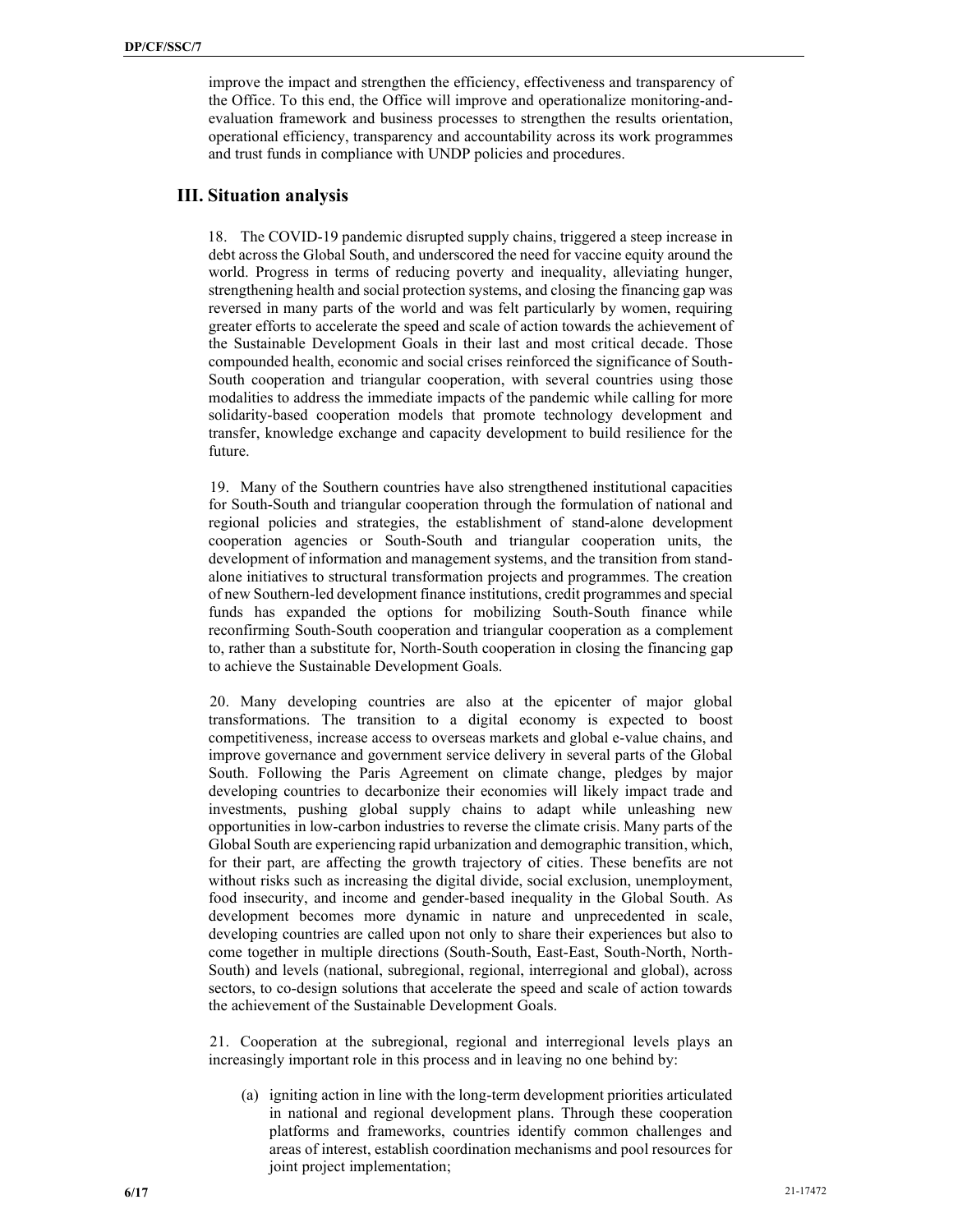improve the impact and strengthen the efficiency, effectiveness and transparency of the Office. To this end, the Office will improve and operationalize monitoring-and-evaluation framework and business processes to strengthen the results orientation, operational efficiency, transparency and accountability across its work programmes and trust funds in compliance with UNDP policies and procedures.

## III. Situation analysis

18. The COVID-19 pandemic disrupted supply chains, triggered a steep increase in debt across the Global South, and underscored the need for vaccine equity around the world. Progress in terms of reducing poverty and inequality, alleviating hunger, strengthening health and social protection systems, and closing the financing gap was reversed in many parts of the world and was felt particularly by women, requiring greater efforts to accelerate the speed and scale of action towards the achievement of the Sustainable Development Goals in their last and most critical decade. Those compounded health, economic and social crises reinforced the significance of South-South cooperation and triangular cooperation, with several countries using those modalities to address the immediate impacts of the pandemic while calling for more solidarity-based cooperation models that promote technology development and transfer, knowledge exchange and capacity development to build resilience for the future.

19. Many of the Southern countries have also strengthened institutional capacities for South-South and triangular cooperation through the formulation of national and regional policies and strategies, the establishment of stand-alone development cooperation agencies or South-South and triangular cooperation units, the development of information and management systems, and the transition from stand-alone initiatives to structural transformation projects and programmes. The creation of new Southern-led development finance institutions, credit programmes and special funds has expanded the options for mobilizing South-South finance while reconfirming South-South cooperation and triangular cooperation as a complement to, rather than a substitute for, North-South cooperation in closing the financing gap to achieve the Sustainable Development Goals.

20. Many developing countries are also at the epicenter of major global transformations. The transition to a digital economy is expected to boost competitiveness, increase access to overseas markets and global e-value chains, and improve governance and government service delivery in several parts of the Global South. Following the Paris Agreement on climate change, pledges by major developing countries to decarbonize their economies will likely impact trade and investments, pushing global supply chains to adapt while unleashing new opportunities in low-carbon industries to reverse the climate crisis. Many parts of the Global South are experiencing rapid urbanization and demographic transition, which, for their part, are affecting the growth trajectory of cities. These benefits are not without risks such as increasing the digital divide, social exclusion, unemployment, food insecurity, and income and gender-based inequality in the Global South. As development becomes more dynamic in nature and unprecedented in scale, developing countries are called upon not only to share their experiences but also to come together in multiple directions (South-South, East-East, South-North, North-South) and levels (national, subregional, regional, interregional and global), across sectors, to co-design solutions that accelerate the speed and scale of action towards the achievement of the Sustainable Development Goals.

21. Cooperation at the subregional, regional and interregional levels plays an increasingly important role in this process and in leaving no one behind by:

(a) igniting action in line with the long-term development priorities articulated in national and regional development plans. Through these cooperation platforms and frameworks, countries identify common challenges and areas of interest, establish coordination mechanisms and pool resources for joint project implementation;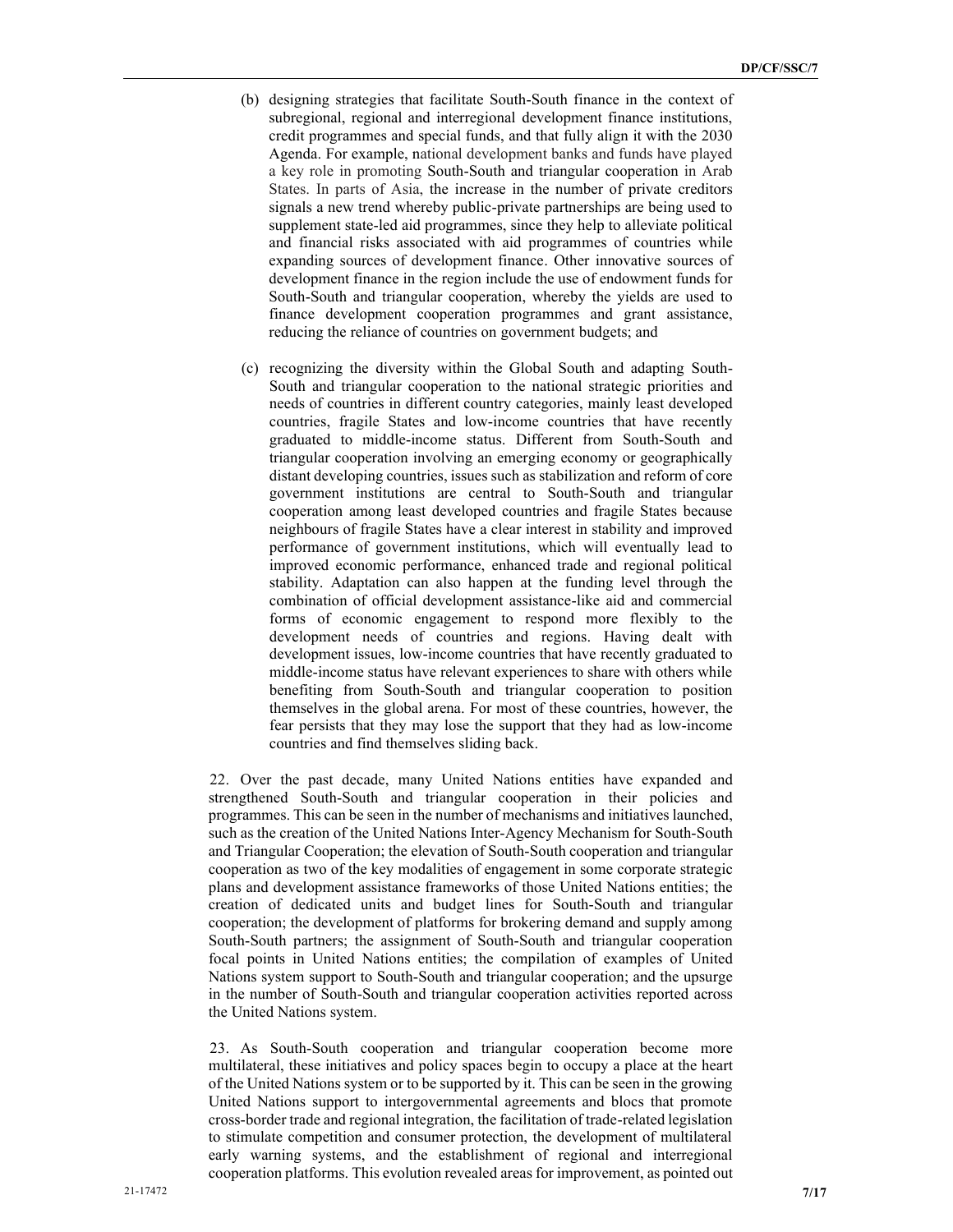(b) designing strategies that facilitate South-South finance in the context of subregional, regional and interregional development finance institutions, credit programmes and special funds, and that fully align it with the 2030 Agenda. For example, national development banks and funds have played a key role in promoting South-South and triangular cooperation in Arab States. In parts of Asia, the increase in the number of private creditors signals a new trend whereby public-private partnerships are being used to supplement state-led aid programmes, since they help to alleviate political and financial risks associated with aid programmes of countries while expanding sources of development finance. Other innovative sources of development finance in the region include the use of endowment funds for South-South and triangular cooperation, whereby the yields are used to finance development cooperation programmes and grant assistance, reducing the reliance of countries on government budgets; and

(c) recognizing the diversity within the Global South and adapting South-South and triangular cooperation to the national strategic priorities and needs of countries in different country categories, mainly least developed countries, fragile States and low-income countries that have recently graduated to middle-income status. Different from South-South and triangular cooperation involving an emerging economy or geographically distant developing countries, issues such as stabilization and reform of core government institutions are central to South-South and triangular cooperation among least developed countries and fragile States because neighbours of fragile States have a clear interest in stability and improved performance of government institutions, which will eventually lead to improved economic performance, enhanced trade and regional political stability. Adaptation can also happen at the funding level through the combination of official development assistance-like aid and commercial forms of economic engagement to respond more flexibly to the development needs of countries and regions. Having dealt with development issues, low-income countries that have recently graduated to middle-income status have relevant experiences to share with others while benefiting from South-South and triangular cooperation to position themselves in the global arena. For most of these countries, however, the fear persists that they may lose the support that they had as low-income countries and find themselves sliding back.

22. Over the past decade, many United Nations entities have expanded and strengthened South-South and triangular cooperation in their policies and programmes. This can be seen in the number of mechanisms and initiatives launched, such as the creation of the United Nations Inter-Agency Mechanism for South-South and Triangular Cooperation; the elevation of South-South cooperation and triangular cooperation as two of the key modalities of engagement in some corporate strategic plans and development assistance frameworks of those United Nations entities; the creation of dedicated units and budget lines for South-South and triangular cooperation; the development of platforms for brokering demand and supply among South-South partners; the assignment of South-South and triangular cooperation focal points in United Nations entities; the compilation of examples of United Nations system support to South-South and triangular cooperation; and the upsurge in the number of South-South and triangular cooperation activities reported across the United Nations system.

23. As South-South cooperation and triangular cooperation become more multilateral, these initiatives and policy spaces begin to occupy a place at the heart of the United Nations system or to be supported by it. This can be seen in the growing United Nations support to intergovernmental agreements and blocs that promote cross-border trade and regional integration, the facilitation of trade-related legislation to stimulate competition and consumer protection, the development of multilateral early warning systems, and the establishment of regional and interregional cooperation platforms. This evolution revealed areas for improvement, as pointed out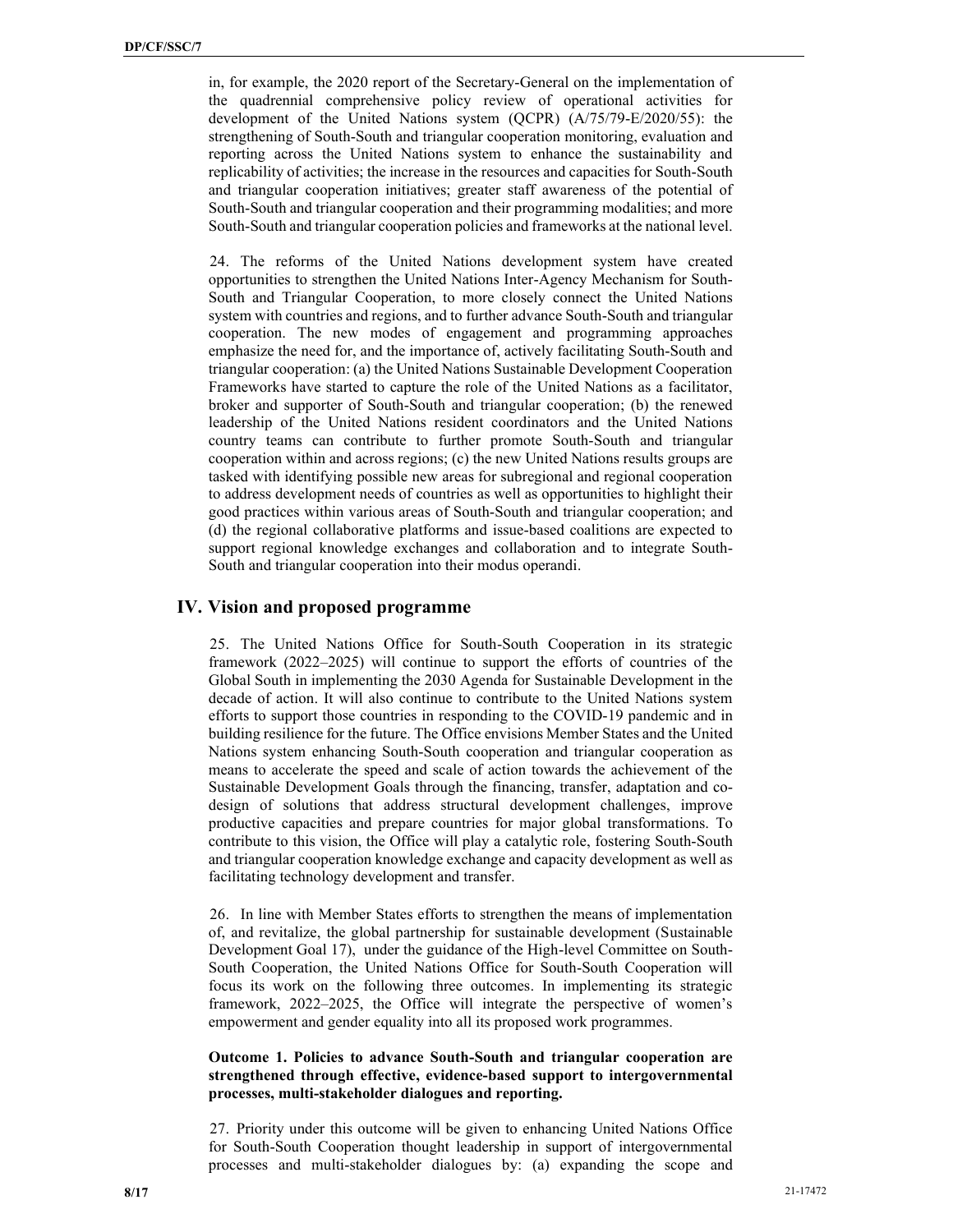in, for example, the 2020 report of the Secretary-General on the implementation of the quadrennial comprehensive policy review of operational activities for development of the United Nations system (QCPR) (A/75/79-E/2020/55): the strengthening of South-South and triangular cooperation monitoring, evaluation and reporting across the United Nations system to enhance the sustainability and replicability of activities; the increase in the resources and capacities for South-South and triangular cooperation initiatives; greater staff awareness of the potential of South-South and triangular cooperation and their programming modalities; and more South-South and triangular cooperation policies and frameworks at the national level.

24. The reforms of the United Nations development system have created opportunities to strengthen the United Nations Inter-Agency Mechanism for South-South and Triangular Cooperation, to more closely connect the United Nations system with countries and regions, and to further advance South-South and triangular cooperation. The new modes of engagement and programming approaches emphasize the need for, and the importance of, actively facilitating South-South and triangular cooperation: (a) the United Nations Sustainable Development Cooperation Frameworks have started to capture the role of the United Nations as a facilitator, broker and supporter of South-South and triangular cooperation; (b) the renewed leadership of the United Nations resident coordinators and the United Nations country teams can contribute to further promote South-South and triangular cooperation within and across regions; (c) the new United Nations results groups are tasked with identifying possible new areas for subregional and regional cooperation to address development needs of countries as well as opportunities to highlight their good practices within various areas of South-South and triangular cooperation; and (d) the regional collaborative platforms and issue-based coalitions are expected to support regional knowledge exchanges and collaboration and to integrate South-South and triangular cooperation into their modus operandi.

## IV. Vision and proposed programme

25. The United Nations Office for South-South Cooperation in its strategic framework (2022–2025) will continue to support the efforts of countries of the Global South in implementing the 2030 Agenda for Sustainable Development in the decade of action. It will also continue to contribute to the United Nations system efforts to support those countries in responding to the COVID-19 pandemic and in building resilience for the future. The Office envisions Member States and the United Nations system enhancing South-South cooperation and triangular cooperation as means to accelerate the speed and scale of action towards the achievement of the Sustainable Development Goals through the financing, transfer, adaptation and co-design of solutions that address structural development challenges, improve productive capacities and prepare countries for major global transformations. To contribute to this vision, the Office will play a catalytic role, fostering South-South and triangular cooperation knowledge exchange and capacity development as well as facilitating technology development and transfer.

26. In line with Member States efforts to strengthen the means of implementation of, and revitalize, the global partnership for sustainable development (Sustainable Development Goal 17), under the guidance of the High-level Committee on South-South Cooperation, the United Nations Office for South-South Cooperation will focus its work on the following three outcomes. In implementing its strategic framework, 2022–2025, the Office will integrate the perspective of women's empowerment and gender equality into all its proposed work programmes.

**Outcome 1. Policies to advance South-South and triangular cooperation are strengthened through effective, evidence-based support to intergovernmental processes, multi-stakeholder dialogues and reporting.**

27. Priority under this outcome will be given to enhancing United Nations Office for South-South Cooperation thought leadership in support of intergovernmental processes and multi-stakeholder dialogues by: (a) expanding the scope and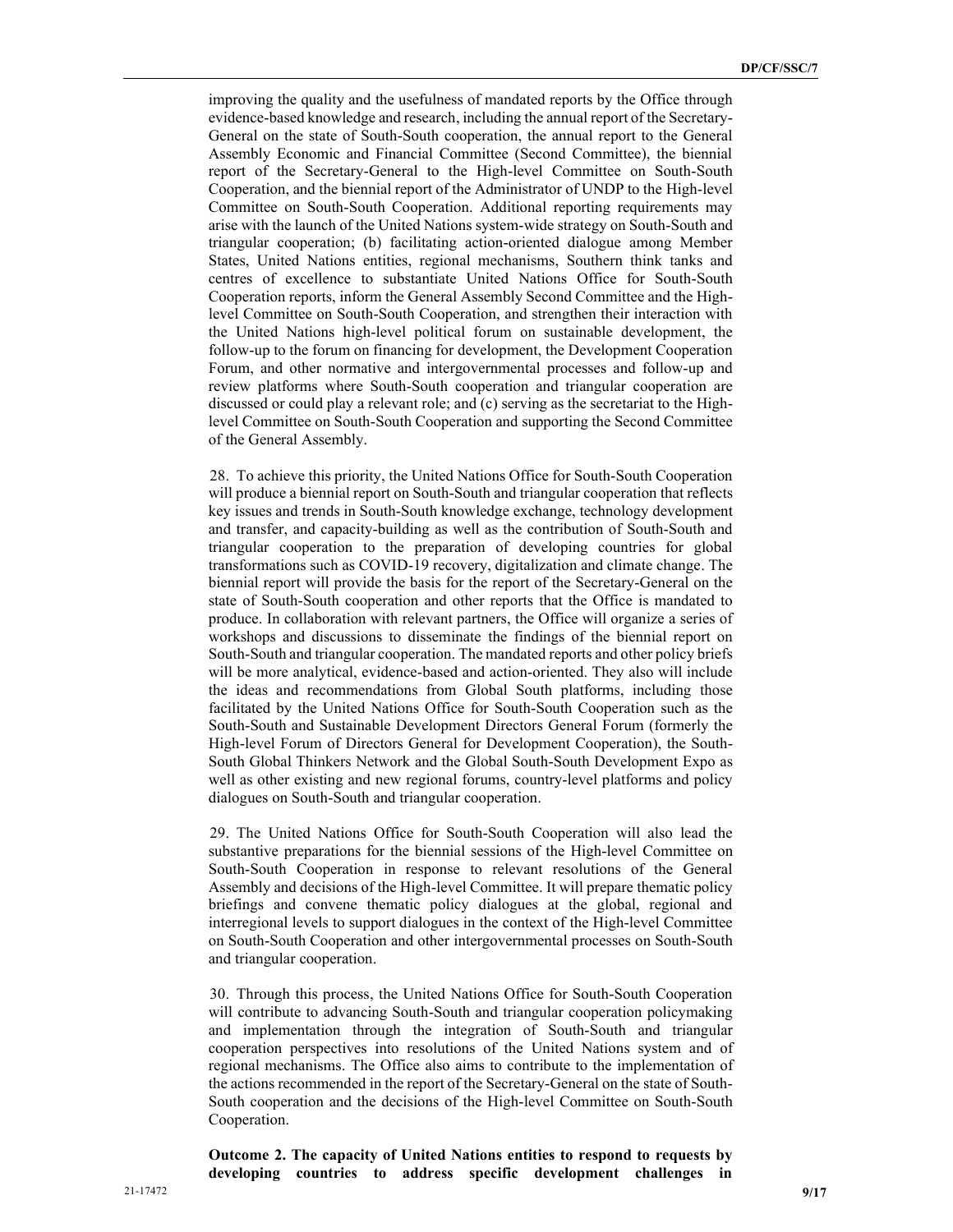improving the quality and the usefulness of mandated reports by the Office through evidence-based knowledge and research, including the annual report of the Secretary-General on the state of South-South cooperation, the annual report to the General Assembly Economic and Financial Committee (Second Committee), the biennial report of the Secretary-General to the High-level Committee on South-South Cooperation, and the biennial report of the Administrator of UNDP to the High-level Committee on South-South Cooperation. Additional reporting requirements may arise with the launch of the United Nations system-wide strategy on South-South and triangular cooperation; (b) facilitating action-oriented dialogue among Member States, United Nations entities, regional mechanisms, Southern think tanks and centres of excellence to substantiate United Nations Office for South-South Cooperation reports, inform the General Assembly Second Committee and the High-level Committee on South-South Cooperation, and strengthen their interaction with the United Nations high-level political forum on sustainable development, the follow-up to the forum on financing for development, the Development Cooperation Forum, and other normative and intergovernmental processes and follow-up and review platforms where South-South cooperation and triangular cooperation are discussed or could play a relevant role; and (c) serving as the secretariat to the High-level Committee on South-South Cooperation and supporting the Second Committee of the General Assembly.

28. To achieve this priority, the United Nations Office for South-South Cooperation will produce a biennial report on South-South and triangular cooperation that reflects key issues and trends in South-South knowledge exchange, technology development and transfer, and capacity-building as well as the contribution of South-South and triangular cooperation to the preparation of developing countries for global transformations such as COVID-19 recovery, digitalization and climate change. The biennial report will provide the basis for the report of the Secretary-General on the state of South-South cooperation and other reports that the Office is mandated to produce. In collaboration with relevant partners, the Office will organize a series of workshops and discussions to disseminate the findings of the biennial report on South-South and triangular cooperation. The mandated reports and other policy briefs will be more analytical, evidence-based and action-oriented. They also will include the ideas and recommendations from Global South platforms, including those facilitated by the United Nations Office for South-South Cooperation such as the South-South and Sustainable Development Directors General Forum (formerly the High-level Forum of Directors General for Development Cooperation), the South-South Global Thinkers Network and the Global South-South Development Expo as well as other existing and new regional forums, country-level platforms and policy dialogues on South-South and triangular cooperation.

29. The United Nations Office for South-South Cooperation will also lead the substantive preparations for the biennial sessions of the High-level Committee on South-South Cooperation in response to relevant resolutions of the General Assembly and decisions of the High-level Committee. It will prepare thematic policy briefings and convene thematic policy dialogues at the global, regional and interregional levels to support dialogues in the context of the High-level Committee on South-South Cooperation and other intergovernmental processes on South-South and triangular cooperation.

30. Through this process, the United Nations Office for South-South Cooperation will contribute to advancing South-South and triangular cooperation policymaking and implementation through the integration of South-South and triangular cooperation perspectives into resolutions of the United Nations system and of regional mechanisms. The Office also aims to contribute to the implementation of the actions recommended in the report of the Secretary-General on the state of South-South cooperation and the decisions of the High-level Committee on South-South Cooperation.

**Outcome 2. The capacity of United Nations entities to respond to requests by developing countries to address specific development challenges in**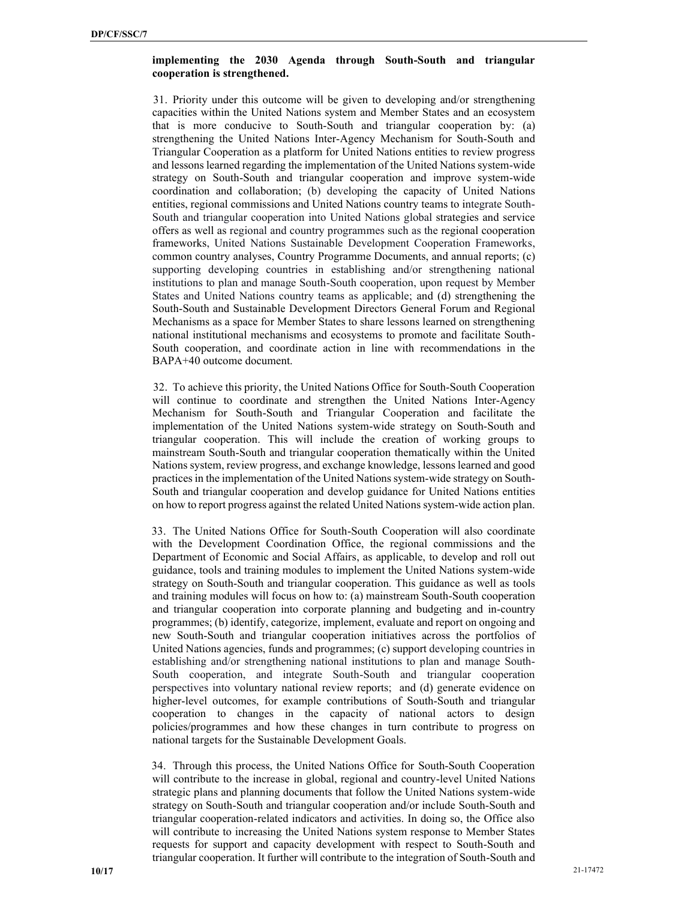**implementing the 2030 Agenda through South-South and triangular cooperation is strengthened.**

31. Priority under this outcome will be given to developing and/or strengthening capacities within the United Nations system and Member States and an ecosystem that is more conducive to South-South and triangular cooperation by: (a) strengthening the United Nations Inter-Agency Mechanism for South-South and Triangular Cooperation as a platform for United Nations entities to review progress and lessons learned regarding the implementation of the United Nations system-wide strategy on South-South and triangular cooperation and improve system-wide coordination and collaboration; (b) developing the capacity of United Nations entities, regional commissions and United Nations country teams to integrate South-South and triangular cooperation into United Nations global strategies and service offers as well as regional and country programmes such as the regional cooperation frameworks, United Nations Sustainable Development Cooperation Frameworks, common country analyses, Country Programme Documents, and annual reports; (c) supporting developing countries in establishing and/or strengthening national institutions to plan and manage South-South cooperation, upon request by Member States and United Nations country teams as applicable; and (d) strengthening the South-South and Sustainable Development Directors General Forum and Regional Mechanisms as a space for Member States to share lessons learned on strengthening national institutional mechanisms and ecosystems to promote and facilitate South-South cooperation, and coordinate action in line with recommendations in the BAPA+40 outcome document.

32. To achieve this priority, the United Nations Office for South-South Cooperation will continue to coordinate and strengthen the United Nations Inter-Agency Mechanism for South-South and Triangular Cooperation and facilitate the implementation of the United Nations system-wide strategy on South-South and triangular cooperation. This will include the creation of working groups to mainstream South-South and triangular cooperation thematically within the United Nations system, review progress, and exchange knowledge, lessons learned and good practices in the implementation of the United Nations system-wide strategy on South-South and triangular cooperation and develop guidance for United Nations entities on how to report progress against the related United Nations system-wide action plan.

33. The United Nations Office for South-South Cooperation will also coordinate with the Development Coordination Office, the regional commissions and the Department of Economic and Social Affairs, as applicable, to develop and roll out guidance, tools and training modules to implement the United Nations system-wide strategy on South-South and triangular cooperation. This guidance as well as tools and training modules will focus on how to: (a) mainstream South-South cooperation and triangular cooperation into corporate planning and budgeting and in-country programmes; (b) identify, categorize, implement, evaluate and report on ongoing and new South-South and triangular cooperation initiatives across the portfolios of United Nations agencies, funds and programmes; (c) support developing countries in establishing and/or strengthening national institutions to plan and manage South-South cooperation, and integrate South-South and triangular cooperation perspectives into voluntary national review reports; and (d) generate evidence on higher-level outcomes, for example contributions of South-South and triangular cooperation to changes in the capacity of national actors to design policies/programmes and how these changes in turn contribute to progress on national targets for the Sustainable Development Goals.

34. Through this process, the United Nations Office for South-South Cooperation will contribute to the increase in global, regional and country-level United Nations strategic plans and planning documents that follow the United Nations system-wide strategy on South-South and triangular cooperation and/or include South-South and triangular cooperation-related indicators and activities. In doing so, the Office also will contribute to increasing the United Nations system response to Member States requests for support and capacity development with respect to South-South and triangular cooperation. It further will contribute to the integration of South-South and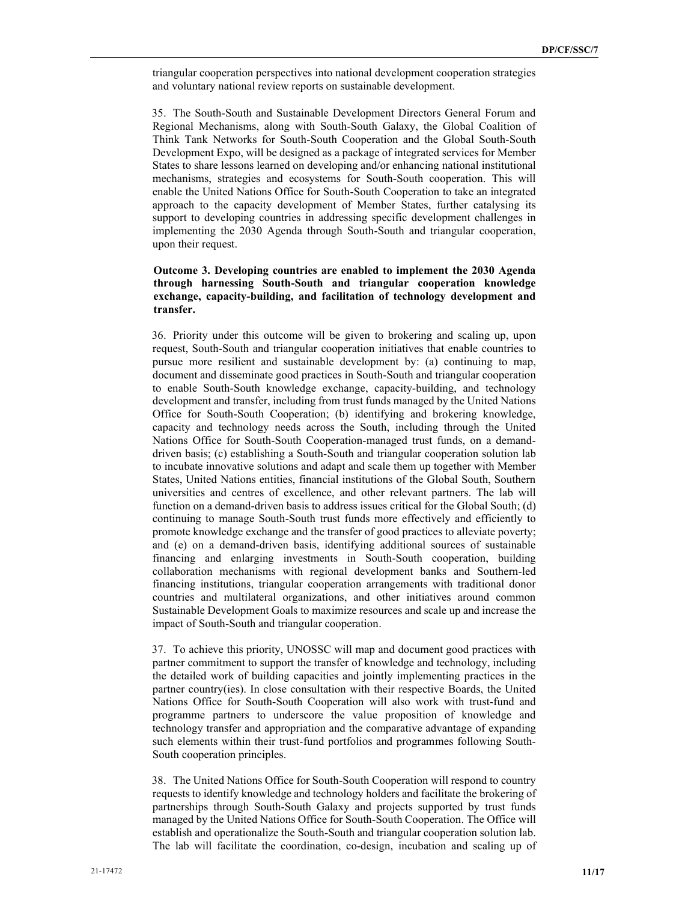triangular cooperation perspectives into national development cooperation strategies and voluntary national review reports on sustainable development.

35. The South-South and Sustainable Development Directors General Forum and Regional Mechanisms, along with South-South Galaxy, the Global Coalition of Think Tank Networks for South-South Cooperation and the Global South-South Development Expo, will be designed as a package of integrated services for Member States to share lessons learned on developing and/or enhancing national institutional mechanisms, strategies and ecosystems for South-South cooperation. This will enable the United Nations Office for South-South Cooperation to take an integrated approach to the capacity development of Member States, further catalysing its support to developing countries in addressing specific development challenges in implementing the 2030 Agenda through South-South and triangular cooperation, upon their request.

**Outcome 3. Developing countries are enabled to implement the 2030 Agenda through harnessing South-South and triangular cooperation knowledge exchange, capacity-building, and facilitation of technology development and transfer.**

36. Priority under this outcome will be given to brokering and scaling up, upon request, South-South and triangular cooperation initiatives that enable countries to pursue more resilient and sustainable development by: (a) continuing to map, document and disseminate good practices in South-South and triangular cooperation to enable South-South knowledge exchange, capacity-building, and technology development and transfer, including from trust funds managed by the United Nations Office for South-South Cooperation; (b) identifying and brokering knowledge, capacity and technology needs across the South, including through the United Nations Office for South-South Cooperation-managed trust funds, on a demand-driven basis; (c) establishing a South-South and triangular cooperation solution lab to incubate innovative solutions and adapt and scale them up together with Member States, United Nations entities, financial institutions of the Global South, Southern universities and centres of excellence, and other relevant partners. The lab will function on a demand-driven basis to address issues critical for the Global South; (d) continuing to manage South-South trust funds more effectively and efficiently to promote knowledge exchange and the transfer of good practices to alleviate poverty; and (e) on a demand-driven basis, identifying additional sources of sustainable financing and enlarging investments in South-South cooperation, building collaboration mechanisms with regional development banks and Southern-led financing institutions, triangular cooperation arrangements with traditional donor countries and multilateral organizations, and other initiatives around common Sustainable Development Goals to maximize resources and scale up and increase the impact of South-South and triangular cooperation.

37. To achieve this priority, UNOSSC will map and document good practices with partner commitment to support the transfer of knowledge and technology, including the detailed work of building capacities and jointly implementing practices in the partner country(ies). In close consultation with their respective Boards, the United Nations Office for South-South Cooperation will also work with trust-fund and programme partners to underscore the value proposition of knowledge and technology transfer and appropriation and the comparative advantage of expanding such elements within their trust-fund portfolios and programmes following South-South cooperation principles.

38. The United Nations Office for South-South Cooperation will respond to country requests to identify knowledge and technology holders and facilitate the brokering of partnerships through South-South Galaxy and projects supported by trust funds managed by the United Nations Office for South-South Cooperation. The Office will establish and operationalize the South-South and triangular cooperation solution lab. The lab will facilitate the coordination, co-design, incubation and scaling up of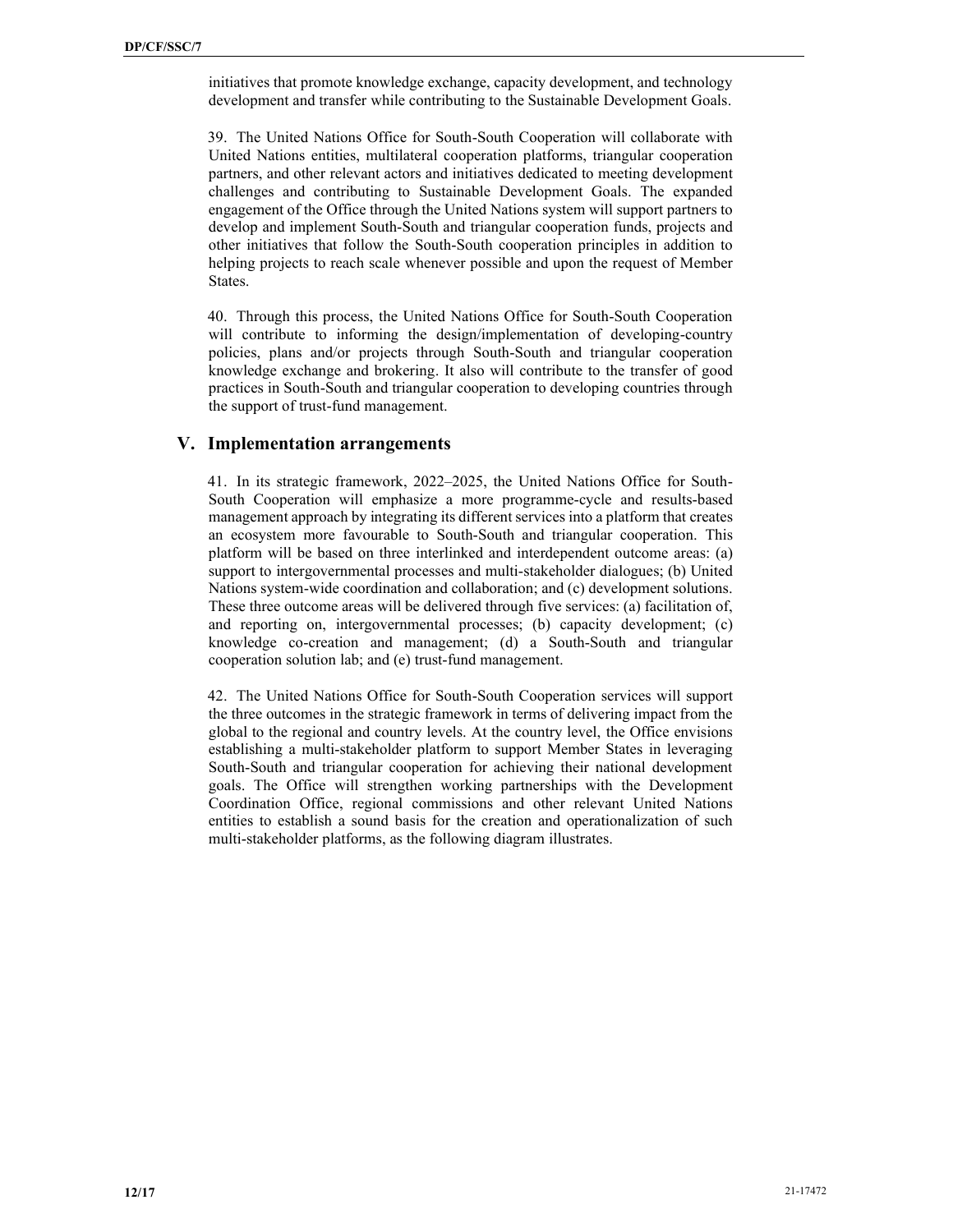initiatives that promote knowledge exchange, capacity development, and technology development and transfer while contributing to the Sustainable Development Goals.

39. The United Nations Office for South-South Cooperation will collaborate with United Nations entities, multilateral cooperation platforms, triangular cooperation partners, and other relevant actors and initiatives dedicated to meeting development challenges and contributing to Sustainable Development Goals. The expanded engagement of the Office through the United Nations system will support partners to develop and implement South-South and triangular cooperation funds, projects and other initiatives that follow the South-South cooperation principles in addition to helping projects to reach scale whenever possible and upon the request of Member States.

40. Through this process, the United Nations Office for South-South Cooperation will contribute to informing the design/implementation of developing-country policies, plans and/or projects through South-South and triangular cooperation knowledge exchange and brokering. It also will contribute to the transfer of good practices in South-South and triangular cooperation to developing countries through the support of trust-fund management.

## V. Implementation arrangements

41. In its strategic framework, 2022–2025, the United Nations Office for South-South Cooperation will emphasize a more programme-cycle and results-based management approach by integrating its different services into a platform that creates an ecosystem more favourable to South-South and triangular cooperation. This platform will be based on three interlinked and interdependent outcome areas: (a) support to intergovernmental processes and multi-stakeholder dialogues; (b) United Nations system-wide coordination and collaboration; and (c) development solutions. These three outcome areas will be delivered through five services: (a) facilitation of, and reporting on, intergovernmental processes; (b) capacity development; (c) knowledge co-creation and management; (d) a South-South and triangular cooperation solution lab; and (e) trust-fund management.

42. The United Nations Office for South-South Cooperation services will support the three outcomes in the strategic framework in terms of delivering impact from the global to the regional and country levels. At the country level, the Office envisions establishing a multi-stakeholder platform to support Member States in leveraging South-South and triangular cooperation for achieving their national development goals. The Office will strengthen working partnerships with the Development Coordination Office, regional commissions and other relevant United Nations entities to establish a sound basis for the creation and operationalization of such multi-stakeholder platforms, as the following diagram illustrates.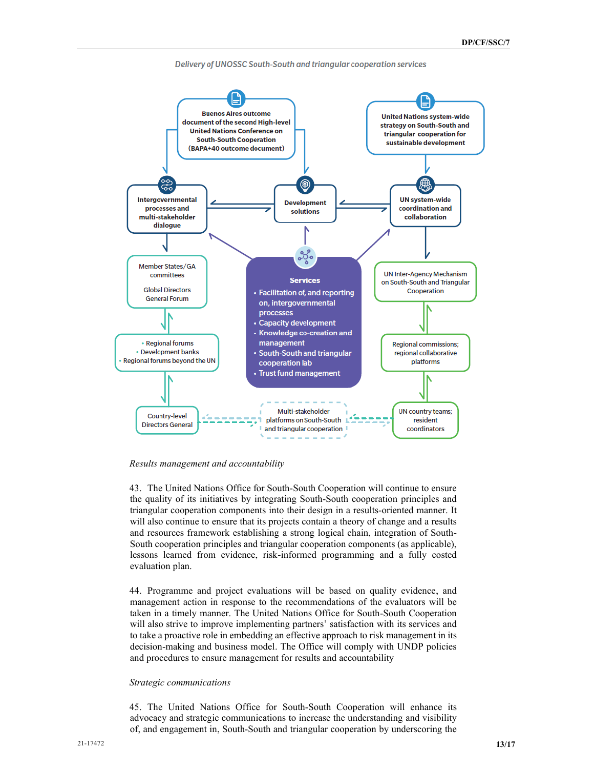*Delivery of UNOSSC South-South and triangular cooperation services*

Buenos Aires outcome document of the second High-level United Nations Conference on South-South Cooperation (BAPA+40 outcome document)

United Nations system-wide strategy on South-South and triangular cooperation for sustainable development

Intergovernmental processes and multi-stakeholder dialogue

Development solutions

UN system-wide coordination and collaboration

Member States/GA committees

Global Directors General Forum

**Services**

- Facilitation of, and reporting on, intergovernmental processes
- Capacity development
- Knowledge co-creation and management
- South-South and triangular cooperation forums lab
- Trust fund management

UN Inter-Agency Mechanism on South-South and Triangular Cooperation

- Regional forums
- Development banks
- Regional forums beyond the UN

Regional commissions; regional collaborative platforms

Country-level Directors General

Multi-stakeholder platforms on South-South and triangular cooperation

UN country teams; resident coordinators

*Results management and accountability*

43. The United Nations Office for South-South Cooperation will continue to ensure the quality of its initiatives by integrating South-South cooperation principles and triangular cooperation components into their design in a results-oriented manner. It will also continue to ensure that its projects contain a theory of change and a results and resources framework establishing a strong logical chain, integration of South-South cooperation principles and triangular cooperation components (as applicable), lessons learned from evidence, risk-informed programming and a fully costed evaluation plan.

44. Programme and project evaluations will be based on quality evidence, and management action in response to the recommendations of the evaluators will be taken in a timely manner. The United Nations Office for South-South Cooperation will also strive to improve implementing partners' satisfaction with its services and to take a proactive role in embedding an effective approach to risk management in its decision-making and business model. The Office will comply with UNDP policies and procedures to ensure management for results and accountability

*Strategic communications*

45. The United Nations Office for South-South Cooperation will enhance its advocacy and strategic communications to increase the understanding and visibility of, and engagement in, South-South and triangular cooperation by underscoring the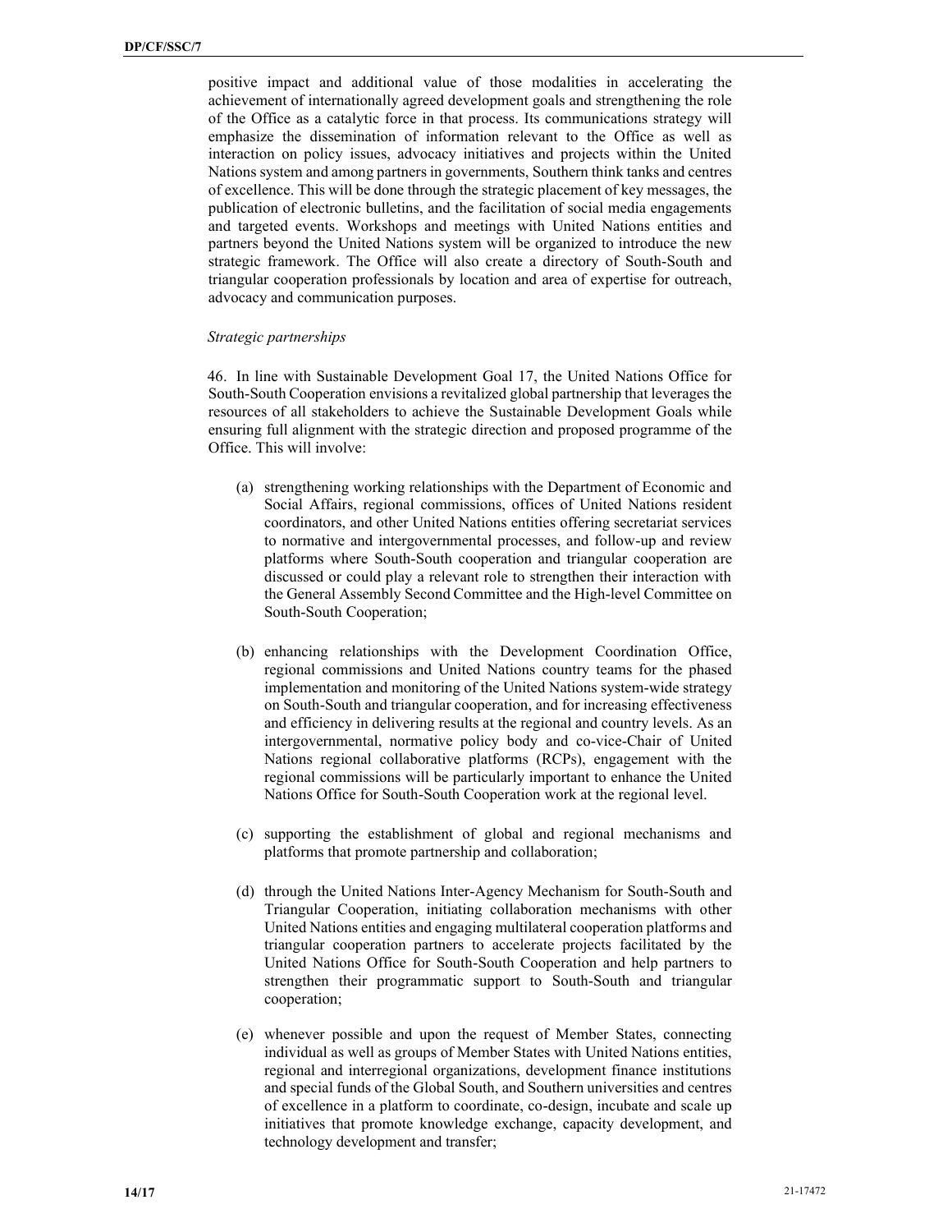positive impact and additional value of those modalities in accelerating the achievement of internationally agreed development goals and strengthening the role of the Office as a catalytic force in that process. Its communications strategy will emphasize the dissemination of information relevant to the Office as well as interaction on policy issues, advocacy initiatives and projects within the United Nations system and among partners in governments, Southern think tanks and centres of excellence. This will be done through the strategic placement of key messages, the publication of electronic bulletins, and the facilitation of social media engagements and targeted events. Workshops and meetings with United Nations entities and partners beyond the United Nations system will be organized to introduce the new strategic framework. The Office will also create a directory of South-South and triangular cooperation professionals by location and area of expertise for outreach, advocacy and communication purposes.

*Strategic partnerships*

46. In line with Sustainable Development Goal 17, the United Nations Office for South-South Cooperation envisions a revitalized global partnership that leverages the resources of all stakeholders to achieve the Sustainable Development Goals while ensuring full alignment with the strategic direction and proposed programme of the Office. This will involve:

(a) strengthening working relationships with the Department of Economic and Social Affairs, regional commissions, offices of United Nations resident coordinators, and other United Nations entities offering secretariat services to normative and intergovernmental processes, and follow-up and review platforms where South-South cooperation and triangular cooperation are discussed or could play a relevant role to strengthen their interaction with the General Assembly Second Committee and the High-level Committee on South-South Cooperation;

(b) enhancing relationships with the Development Coordination Office, regional commissions and United Nations country teams for the phased implementation and monitoring of the United Nations system-wide strategy on South-South and triangular cooperation, and for increasing effectiveness and efficiency in delivering results at the regional and country levels. As an intergovernmental, normative policy body and co-vice-Chair of United Nations regional collaborative platforms (RCPs), engagement with the regional commissions will be particularly important to enhance the United Nations Office for South-South Cooperation work at the regional level.

(c) supporting the establishment of global and regional mechanisms and platforms that promote partnership and collaboration;

(d) through the United Nations Inter-Agency Mechanism for South-South and Triangular Cooperation, initiating collaboration mechanisms with other United Nations entities and engaging multilateral cooperation platforms and triangular cooperation partners to accelerate projects facilitated by the United Nations Office for South-South Cooperation and help partners to strengthen their programmatic support to South-South and triangular cooperation;

(e) whenever possible and upon the request of Member States, connecting individual as well as groups of Member States with United Nations entities, regional and interregional organizations, development finance institutions and special funds of the Global South, and Southern universities and centres of excellence in a platform to coordinate, co-design, incubate and scale up initiatives that promote knowledge exchange, capacity development, and technology development and transfer;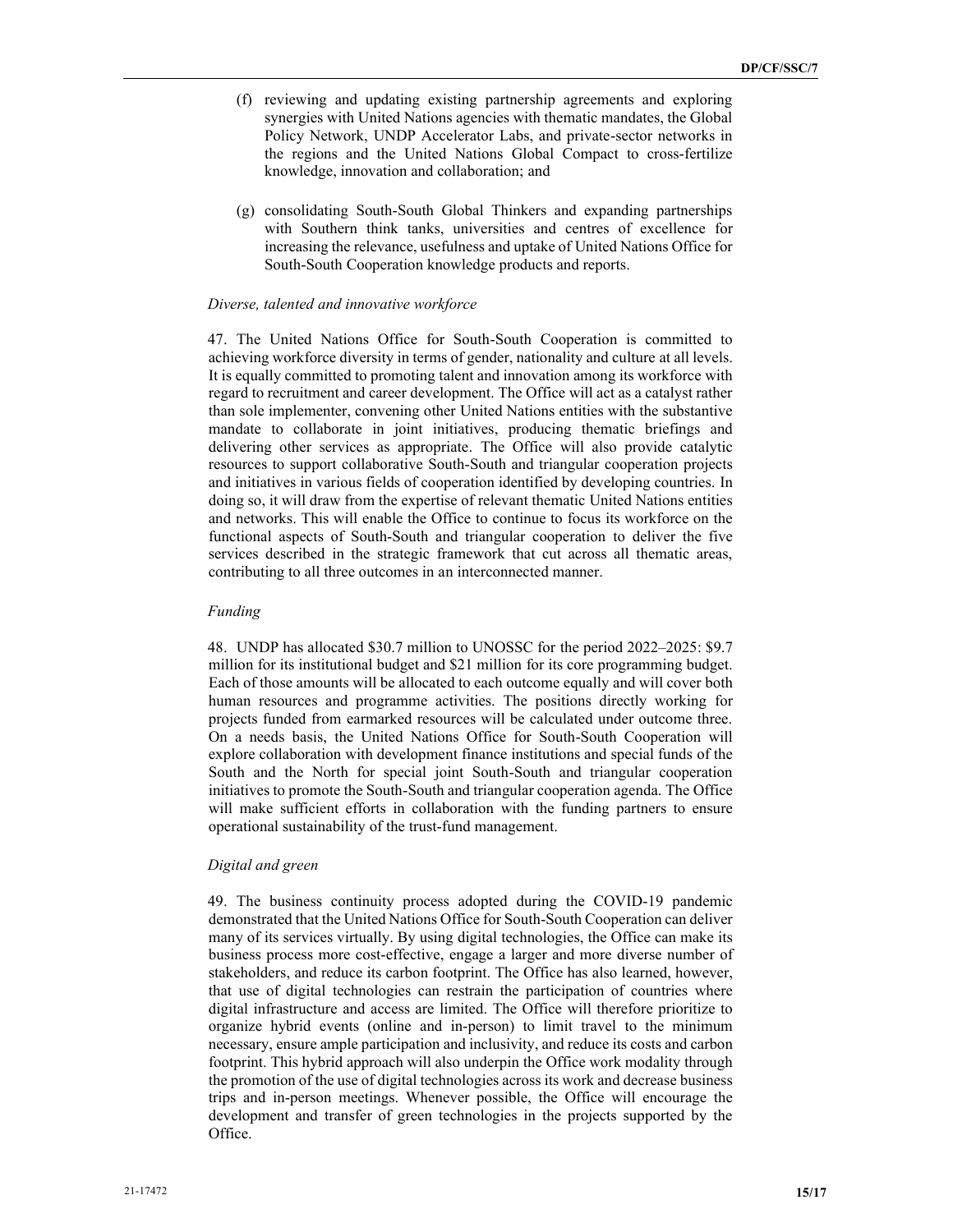(f) reviewing and updating existing partnership agreements and exploring synergies with United Nations agencies with thematic mandates, the Global Policy Network, UNDP Accelerator Labs, and private-sector networks in the regions and the United Nations Global Compact to cross-fertilize knowledge, innovation and collaboration; and

(g) consolidating South-South Global Thinkers and expanding partnerships with Southern think tanks, universities and centres of excellence for increasing the relevance, usefulness and uptake of United Nations Office for South-South Cooperation knowledge products and reports.

*Diverse, talented and innovative workforce*

47. The United Nations Office for South-South Cooperation is committed to achieving workforce diversity in terms of gender, nationality and culture at all levels. It is equally committed to promoting talent and innovation among its workforce with regard to recruitment and career development. The Office will act as a catalyst rather than sole implementer, convening other United Nations entities with the substantive mandate to collaborate in joint initiatives, producing thematic briefings and delivering other services as appropriate. The Office will also provide catalytic resources to support collaborative South-South and triangular cooperation projects and initiatives in various fields of cooperation identified by developing countries. In doing so, it will draw from the expertise of relevant thematic United Nations entities and networks. This will enable the Office to continue to focus its workforce on the functional aspects of South-South and triangular cooperation to deliver the five services described in the strategic framework that cut across all thematic areas, contributing to all three outcomes in an interconnected manner.

*Funding*

48. UNDP has allocated $30.7 million to UNOSSC for the period 2022–2025: $9.7 million for its institutional budget and $21 million for its core programming budget. Each of those amounts will be allocated to each outcome equally and will cover both human resources and programme activities. The positions directly working for projects funded from earmarked resources will be calculated under outcome three. On a needs basis, the United Nations Office for South-South Cooperation will explore collaboration with development finance institutions and special funds of the South and the North for special joint South-South and triangular cooperation initiatives to promote the South-South and triangular cooperation agenda. The Office will make sufficient efforts in collaboration with the funding partners to ensure operational sustainability of the trust-fund management.

*Digital and green*

49. The business continuity process adopted during the COVID-19 pandemic demonstrated that the United Nations Office for South-South Cooperation can deliver many of its services virtually. By using digital technologies, the Office can make its business process more cost-effective, engage a larger and more diverse number of stakeholders, and reduce its carbon footprint. The Office has also learned, however, that use of digital technologies can restrain the participation of countries where digital infrastructure and access are limited. The Office will therefore prioritize to organize hybrid events (online and in-person) to limit travel to the minimum necessary, ensure ample participation and inclusivity, and reduce its costs and carbon footprint. This hybrid approach will also underpin the Office work modality through the promotion of the use of digital technologies across its work and decrease business trips and in-person meetings. Whenever possible, the Office will encourage the development and transfer of green technologies in the projects supported by the Office.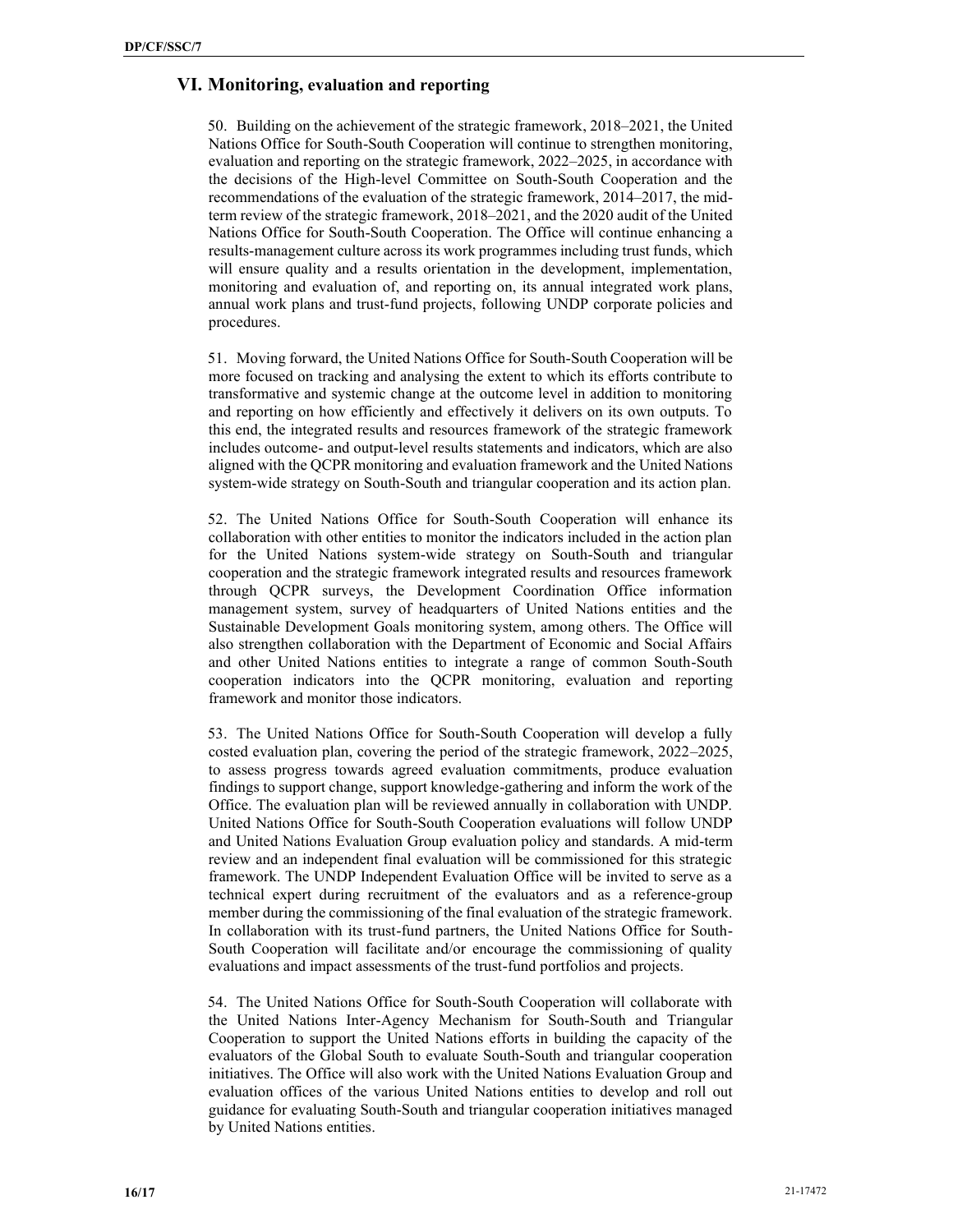## VI. Monitoring, evaluation and reporting

50. Building on the achievement of the strategic framework, 2018–2021, the United Nations Office for South-South Cooperation will continue to strengthen monitoring, evaluation and reporting on the strategic framework, 2022–2025, in accordance with the decisions of the High-level Committee on South-South Cooperation and the recommendations of the evaluation of the strategic framework, 2014–2017, the mid-term review of the strategic framework, 2018–2021, and the 2020 audit of the United Nations Office for South-South Cooperation. The Office will continue enhancing a results-management culture across its work programmes including trust funds, which will ensure quality and a results orientation in the development, implementation, monitoring and evaluation of, and reporting on, its annual integrated work plans, annual work plans and trust-fund projects, following UNDP corporate policies and procedures.

51. Moving forward, the United Nations Office for South-South Cooperation will be more focused on tracking and analysing the extent to which its efforts contribute to transformative and systemic change at the outcome level in addition to monitoring and reporting on how efficiently and effectively it delivers on its own outputs. To this end, the integrated results and resources framework of the strategic framework includes outcome- and output-level results statements and indicators, which are also aligned with the QCPR monitoring and evaluation framework and the United Nations system-wide strategy on South-South and triangular cooperation and its action plan.

52. The United Nations Office for South-South Cooperation will enhance its collaboration with other entities to monitor the indicators included in the action plan for the United Nations system-wide strategy on South-South and triangular cooperation and the strategic framework integrated results and resources framework through QCPR surveys, the Development Coordination Office information management system, survey of headquarters of United Nations entities and the Sustainable Development Goals monitoring system, among others. The Office will also strengthen collaboration with the Department of Economic and Social Affairs and other United Nations entities to integrate a range of common South-South cooperation indicators into the QCPR monitoring, evaluation and reporting framework and monitor those indicators.

53. The United Nations Office for South-South Cooperation will develop a fully costed evaluation plan, covering the period of the strategic framework, 2022–2025, to assess progress towards agreed evaluation commitments, produce evaluation findings to support change, support knowledge-gathering and inform the work of the Office. The evaluation plan will be reviewed annually in collaboration with UNDP. United Nations Office for South-South Cooperation evaluations will follow UNDP and United Nations Evaluation Group evaluation policy and standards. A mid-term review and an independent final evaluation will be commissioned for this strategic framework. The UNDP Independent Evaluation Office will be invited to serve as a technical expert during recruitment of the evaluators and as a reference-group member during the commissioning of the final evaluation of the strategic framework. In collaboration with its trust-fund partners, the United Nations Office for South-South Cooperation will facilitate and/or encourage the commissioning of quality evaluations and impact assessments of the trust-fund portfolios and projects.

54. The United Nations Office for South-South Cooperation will collaborate with the United Nations Inter-Agency Mechanism for South-South and Triangular Cooperation to support the United Nations efforts in building the capacity of the evaluators of the Global South to evaluate South-South and triangular cooperation initiatives. The Office will also work with the United Nations Evaluation Group and evaluation offices of the various United Nations entities to develop and roll out guidance for evaluating South-South and triangular cooperation initiatives managed by United Nations entities.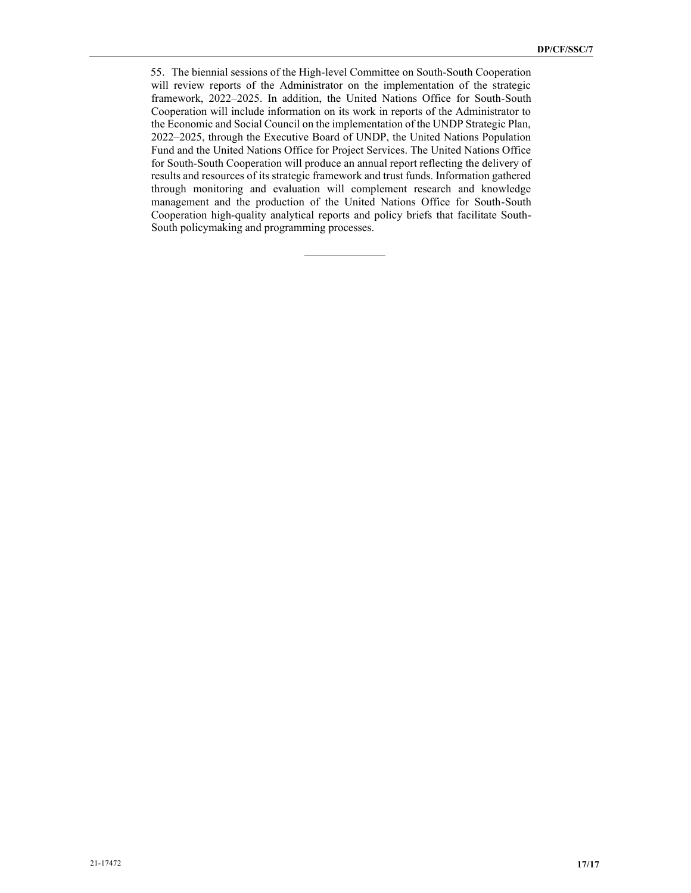55. The biennial sessions of the High-level Committee on South-South Cooperation will review reports of the Administrator on the implementation of the strategic framework, 2022–2025. In addition, the United Nations Office for South-South Cooperation will include information on its work in reports of the Administrator to the Economic and Social Council on the implementation of the UNDP Strategic Plan, 2022–2025, through the Executive Board of UNDP, the United Nations Population Fund and the United Nations Office for Project Services. The United Nations Office for South-South Cooperation will produce an annual report reflecting the delivery of results and resources of its strategic framework and trust funds. Information gathered through monitoring and evaluation will complement research and knowledge management and the production of the United Nations Office for South-South Cooperation high-quality analytical reports and policy briefs that facilitate South-South policymaking and programming processes.